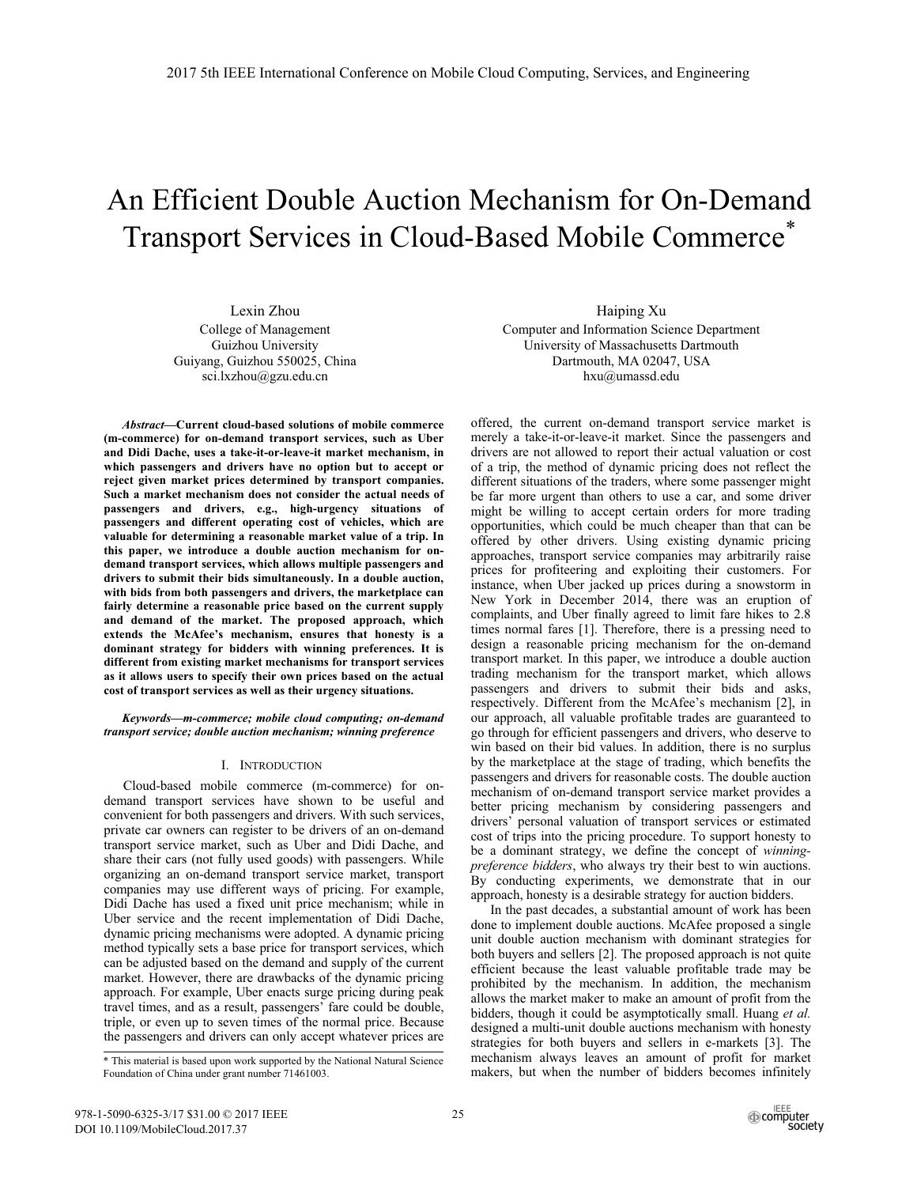# An Efficient Double Auction Mechanism for On-Demand Transport Services in Cloud-Based Mobile Commerce*

Lexin Zhou
College of Management
Guizhou University
Guiyang, Guizhou 550025, China
sci.lxzhou@gzu.edu.cn

Haiping Xu
Computer and Information Science Department
University of Massachusetts Dartmouth
Dartmouth, MA 02047, USA
hxu@umassd.edu

***Abstract*—Current cloud-based solutions of mobile commerce (m-commerce) for on-demand transport services, such as Uber and Didi Dache, uses a take-it-or-leave-it market mechanism, in which passengers and drivers have no option but to accept or reject given market prices determined by transport companies. Such a market mechanism does not consider the actual needs of passengers and drivers, e.g., high-urgency situations of passengers and different operating cost of vehicles, which are valuable for determining a reasonable market value of a trip. In this paper, we introduce a double auction mechanism for on-demand transport services, which allows multiple passengers and drivers to submit their bids simultaneously. In a double auction, with bids from both passengers and drivers, the marketplace can fairly determine a reasonable price based on the current supply and demand of the market. The proposed approach, which extends the McAfee's mechanism, ensures that honesty is a dominant strategy for bidders with winning preferences. It is different from existing market mechanisms for transport services as it allows users to specify their own prices based on the actual cost of transport services as well as their urgency situations.**

***Keywords*—*m-commerce; mobile cloud computing; on-demand transport service; double auction mechanism; winning preference***

## I. Introduction

Cloud-based mobile commerce (m-commerce) for on-demand transport services have shown to be useful and convenient for both passengers and drivers. With such services, private car owners can register to be drivers of an on-demand transport service market, such as Uber and Didi Dache, and share their cars (not fully used goods) with passengers. While organizing an on-demand transport service market, transport companies may use different ways of pricing. For example, Didi Dache has used a fixed unit price mechanism; while in Uber service and the recent implementation of Didi Dache, dynamic pricing mechanisms were adopted. A dynamic pricing method typically sets a base price for transport services, which can be adjusted based on the demand and supply of the current market. However, there are drawbacks of the dynamic pricing approach. For example, Uber enacts surge pricing during peak travel times, and as a result, passengers' fare could be double, triple, or even up to seven times of the normal price. Because the passengers and drivers can only accept whatever prices are offered, the current on-demand transport service market is merely a take-it-or-leave-it market. Since the passengers and drivers are not allowed to report their actual valuation or cost of a trip, the method of dynamic pricing does not reflect the different situations of the traders, where some passenger might be far more urgent than others to use a car, and some driver might be willing to accept certain orders for more trading opportunities, which could be much cheaper than that can be offered by other drivers. Using existing dynamic pricing approaches, transport service companies may arbitrarily raise prices for profiteering and exploiting their customers. For instance, when Uber jacked up prices during a snowstorm in New York in December 2014, there was an eruption of complaints, and Uber finally agreed to limit fare hikes to 2.8 times normal fares [1]. Therefore, there is a pressing need to design a reasonable pricing mechanism for the on-demand transport market. In this paper, we introduce a double auction trading mechanism for the transport market, which allows passengers and drivers to submit their bids and asks, respectively. Different from the McAfee's mechanism [2], in our approach, all valuable profitable trades are guaranteed to go through for efficient passengers and drivers, who deserve to win based on their bid values. In addition, there is no surplus by the marketplace at the stage of trading, which benefits the passengers and drivers for reasonable costs. The double auction mechanism of on-demand transport service market provides a better pricing mechanism by considering passengers and drivers' personal valuation of transport services or estimated cost of trips into the pricing procedure. To support honesty to be a dominant strategy, we define the concept of *winning-preference bidders*, who always try their best to win auctions. By conducting experiments, we demonstrate that in our approach, honesty is a desirable strategy for auction bidders.

In the past decades, a substantial amount of work has been done to implement double auctions. McAfee proposed a single unit double auction mechanism with dominant strategies for both buyers and sellers [2]. The proposed approach is not quite efficient because the least valuable profitable trade may be prohibited by the mechanism. In addition, the mechanism allows the market maker to make an amount of profit from the bidders, though it could be asymptotically small. Huang *et al.* designed a multi-unit double auctions mechanism with honesty strategies for both buyers and sellers in e-markets [3]. The mechanism always leaves an amount of profit for market makers, but when the number of bidders becomes infinitely

* This material is based upon work supported by the National Natural Science Foundation of China under grant number 71461003.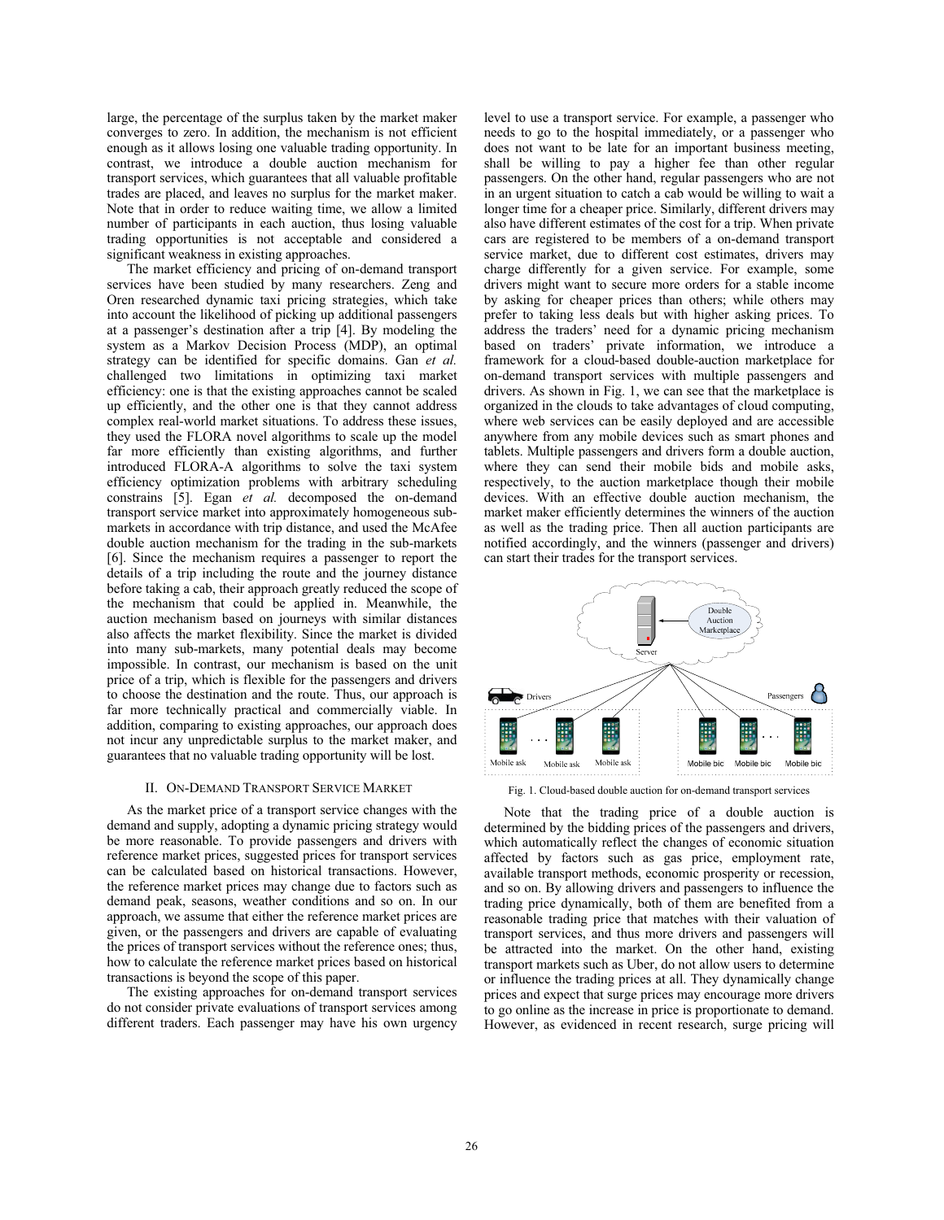large, the percentage of the surplus taken by the market maker converges to zero. In addition, the mechanism is not efficient enough as it allows losing one valuable trading opportunity. In contrast, we introduce a double auction mechanism for transport services, which guarantees that all valuable profitable trades are placed, and leaves no surplus for the market maker. Note that in order to reduce waiting time, we allow a limited number of participants in each auction, thus losing valuable trading opportunities is not acceptable and considered a significant weakness in existing approaches.

The market efficiency and pricing of on-demand transport services have been studied by many researchers. Zeng and Oren researched dynamic taxi pricing strategies, which take into account the likelihood of picking up additional passengers at a passenger's destination after a trip [4]. By modeling the system as a Markov Decision Process (MDP), an optimal strategy can be identified for specific domains. Gan *et al.* challenged two limitations in optimizing taxi market efficiency: one is that the existing approaches cannot be scaled up efficiently, and the other one is that they cannot address complex real-world market situations. To address these issues, they used the FLORA novel algorithms to scale up the model far more efficiently than existing algorithms, and further introduced FLORA-A algorithms to solve the taxi system efficiency optimization problems with arbitrary scheduling constrains [5]. Egan *et al.* decomposed the on-demand transport service market into approximately homogeneous sub-markets in accordance with trip distance, and used the McAfee double auction mechanism for the trading in the sub-markets [6]. Since the mechanism requires a passenger to report the details of a trip including the route and the journey distance before taking a cab, their approach greatly reduced the scope of the mechanism that could be applied in. Meanwhile, the auction mechanism based on journeys with similar distances also affects the market flexibility. Since the market is divided into many sub-markets, many potential deals may become impossible. In contrast, our mechanism is based on the unit price of a trip, which is flexible for the passengers and drivers to choose the destination and the route. Thus, our approach is far more technically practical and commercially viable. In addition, comparing to existing approaches, our approach does not incur any unpredictable surplus to the market maker, and guarantees that no valuable trading opportunity will be lost.

## II. On-Demand Transport Service Market

As the market price of a transport service changes with the demand and supply, adopting a dynamic pricing strategy would be more reasonable. To provide passengers and drivers with reference market prices, suggested prices for transport services can be calculated based on historical transactions. However, the reference market prices may change due to factors such as demand peak, seasons, weather conditions and so on. In our approach, we assume that either the reference market prices are given, or the passengers and drivers are capable of evaluating the prices of transport services without the reference ones; thus, how to calculate the reference market prices based on historical transactions is beyond the scope of this paper.

The existing approaches for on-demand transport services do not consider private evaluations of transport services among different traders. Each passenger may have his own urgency level to use a transport service. For example, a passenger who needs to go to the hospital immediately, or a passenger who does not want to be late for an important business meeting, shall be willing to pay a higher fee than other regular passengers. On the other hand, regular passengers who are not in an urgent situation to catch a cab would be willing to wait a longer time for a cheaper price. Similarly, different drivers may also have different estimates of the cost for a trip. When private cars are registered to be members of a on-demand transport service market, due to different cost estimates, drivers may charge differently for a given service. For example, some drivers might want to secure more orders for a stable income by asking for cheaper prices than others; while others may prefer to taking less deals but with higher asking prices. To address the traders' need for a dynamic pricing mechanism based on traders' private information, we introduce a framework for a cloud-based double-auction marketplace for on-demand transport services with multiple passengers and drivers. As shown in Fig. 1, we can see that the marketplace is organized in the clouds to take advantages of cloud computing, where web services can be easily deployed and are accessible anywhere from any mobile devices such as smart phones and tablets. Multiple passengers and drivers form a double auction, where they can send their mobile bids and mobile asks, respectively, to the auction marketplace though their mobile devices. With an effective double auction mechanism, the market maker efficiently determines the winners of the auction as well as the trading price. Then all auction participants are notified accordingly, and the winners (passenger and drivers) can start their trades for the transport services.

Fig. 1. Cloud-based double auction for on-demand transport services

Note that the trading price of a double auction is determined by the bidding prices of the passengers and drivers, which automatically reflect the changes of economic situation affected by factors such as gas price, employment rate, available transport methods, economic prosperity or recession, and so on. By allowing drivers and passengers to influence the trading price dynamically, both of them are benefited from a reasonable trading price that matches with their valuation of transport services, and thus more drivers and passengers will be attracted into the market. On the other hand, existing transport markets such as Uber, do not allow users to determine or influence the trading prices at all. They dynamically change prices and expect that surge prices may encourage more drivers to go online as the increase in price is proportionate to demand. However, as evidenced in recent research, surge pricing will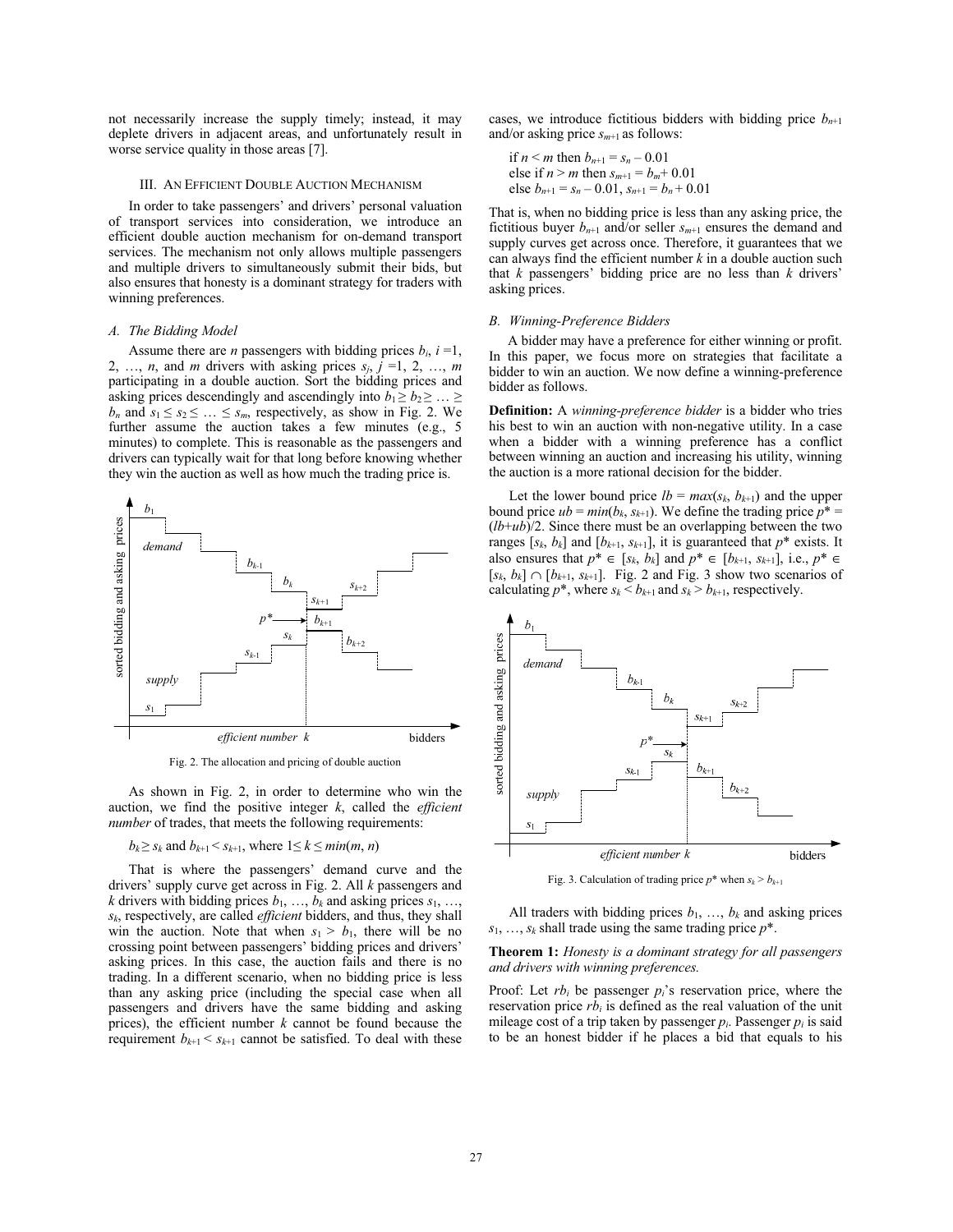not necessarily increase the supply timely; instead, it may deplete drivers in adjacent areas, and unfortunately result in worse service quality in those areas [7].

## III. An Efficient Double Auction Mechanism

In order to take passengers' and drivers' personal valuation of transport services into consideration, we introduce an efficient double auction mechanism for on-demand transport services. The mechanism not only allows multiple passengers and multiple drivers to simultaneously submit their bids, but also ensures that honesty is a dominant strategy for traders with winning preferences.

### A. The Bidding Model

Assume there are $n$ passengers with bidding prices $b_i$, $i = 1, 2, \ldots, n$, and $m$ drivers with asking prices $s_j$, $j = 1, 2, \ldots, m$ participating in a double auction. Sort the bidding prices and asking prices descendingly and ascendingly into $b_1 \geq b_2 \geq \ldots \geq b_n$ and $s_1 \leq s_2 \leq \ldots \leq s_m$, respectively, as show in Fig. 2. We further assume the auction takes a few minutes (e.g., 5 minutes) to complete. This is reasonable as the passengers and drivers can typically wait for that long before knowing whether they win the auction as well as how much the trading price is.

Fig. 2. The allocation and pricing of double auction

As shown in Fig. 2, in order to determine who win the auction, we find the positive integer $k$, called the *efficient number* of trades, that meets the following requirements:

$$b_k \geq s_k \text{ and } b_{k+1} < s_{k+1}, \text{ where } 1 \leq k \leq min(m, n)$$

That is where the passengers' demand curve and the drivers' supply curve get across in Fig. 2. All $k$ passengers and $k$ drivers with bidding prices $b_1, \ldots, b_k$ and asking prices $s_1, \ldots, s_k$, respectively, are called *efficient* bidders, and thus, they shall win the auction. Note that when $s_1 > b_1$, there will be no crossing point between passengers' bidding prices and drivers' asking prices. In this case, the auction fails and there is no trading. In a different scenario, when no bidding price is less than any asking price (including the special case when all passengers and drivers have the same bidding and asking prices), the efficient number $k$ cannot be found because the requirement $b_{k+1} < s_{k+1}$ cannot be satisfied. To deal with these cases, we introduce fictitious bidders with bidding price $b_{n+1}$ and/or asking price $s_{m+1}$ as follows:

if $n < m$ then $b_{n+1} = s_n - 0.01$
else if $n > m$ then $s_{m+1} = b_m + 0.01$
else $b_{n+1} = s_n - 0.01$, $s_{n+1} = b_n + 0.01$

That is, when no bidding price is less than any asking price, the fictitious buyer $b_{n+1}$ and/or seller $s_{m+1}$ ensures the demand and supply curves get across once. Therefore, it guarantees that we can always find the efficient number $k$ in a double auction such that $k$ passengers' bidding price are no less than $k$ drivers' asking prices.

### B. Winning-Preference Bidders

A bidder may have a preference for either winning or profit. In this paper, we focus more on strategies that facilitate a bidder to win an auction. We now define a winning-preference bidder as follows.

**Definition:** A *winning-preference bidder* is a bidder who tries his best to win an auction with non-negative utility. In a case when a bidder with a winning preference has a conflict between winning an auction and increasing his utility, winning the auction is a more rational decision for the bidder.

Let the lower bound price $lb = max(s_k, b_{k+1})$ and the upper bound price $ub = min(b_k, s_{k+1})$. We define the trading price $p^* = (lb+ub)/2$. Since there must be an overlapping between the two ranges $[s_k, b_k]$ and $[b_{k+1}, s_{k+1}]$, it is guaranteed that $p^*$ exists. It also ensures that $p^* \in [s_k, b_k]$ and $p^* \in [b_{k+1}, s_{k+1}]$, i.e., $p^* \in [s_k, b_k] \cap [b_{k+1}, s_{k+1}]$. Fig. 2 and Fig. 3 show two scenarios of calculating $p^*$, where $s_k < b_{k+1}$ and $s_k > b_{k+1}$, respectively.

Fig. 3. Calculation of trading price $p^*$ when $s_k > b_{k+1}$

All traders with bidding prices $b_1, \ldots, b_k$ and asking prices $s_1, \ldots, s_k$ shall trade using the same trading price $p^*$.

**Theorem 1:** *Honesty is a dominant strategy for all passengers and drivers with winning preferences.*

Proof: Let $rb_i$ be passenger $p_i$'s reservation price, where the reservation price $rb_i$ is defined as the real valuation of the unit mileage cost of a trip taken by passenger $p_i$. Passenger $p_i$ is said to be an honest bidder if he places a bid that equals to his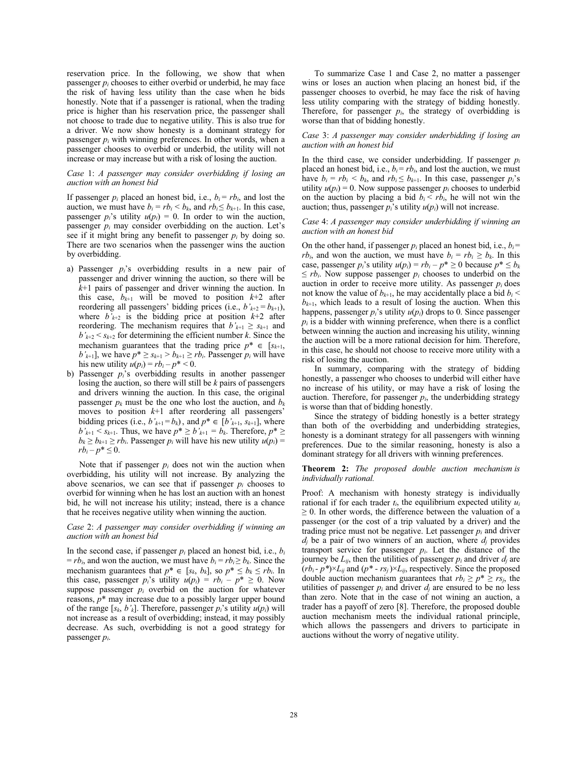reservation price. In the following, we show that when passenger $p_i$ chooses to either overbid or underbid, he may face the risk of having less utility than the case when he bids honestly. Note that if a passenger is rational, when the trading price is higher than his reservation price, the passenger shall not choose to trade due to negative utility. This is also true for a driver. We now show honesty is a dominant strategy for passenger $p_i$ with winning preferences. In other words, when a passenger chooses to overbid or underbid, the utility will not increase or may increase but with a risk of losing the auction.

*Case* 1: *A passenger may consider overbidding if losing an auction with an honest bid*

If passenger $p_i$ placed an honest bid, i.e., $b_i = rb_i$, and lost the auction, we must have $b_i = rb_i < b_k$, and $rb_i \leq b_{k+1}$. In this case, passenger $p_i$'s utility $u(p_i) = 0$. In order to win the auction, passenger $p_i$ may consider overbidding on the auction. Let's see if it might bring any benefit to passenger $p_i$ by doing so. There are two scenarios when the passenger wins the auction by overbidding.

a) Passenger $p_i$'s overbidding results in a new pair of passenger and driver winning the auction, so there will be $k$+1 pairs of passenger and driver winning the auction. In this case, $b_{k+1}$ will be moved to position $k$+2 after reordering all passengers' bidding prices (i.e., $b'_{k+2} = b_{k+1}$), where $b'_{k+2}$ is the bidding price at position $k$+2 after reordering. The mechanism requires that $b'_{k+1} \geq s_{k+1}$ and $b'_{k+2} < s_{k+2}$ for determining the efficient number $k$. Since the mechanism guarantees that the trading price $p^* \in [s_{k+1}, b'_{k+1}]$, we have $p^* \geq s_{k+1} > b_{k+1} \geq rb_i$. Passenger $p_i$ will have his new utility $u(p_i) = rb_i - p^* < 0$.

b) Passenger $p_i$'s overbidding results in another passenger losing the auction, so there will still be $k$ pairs of passengers and drivers winning the auction. In this case, the original passenger $p_k$ must be the one who lost the auction, and $b_k$ moves to position $k$+1 after reordering all passengers' bidding prices (i.e., $b'_{k+1} = b_k$), and $p^* \in [b'_{k+1}, s_{k+1}]$, where $b'_{k+1} < s_{k+1}$. Thus, we have $p^* \geq b'_{k+1} = b_k$. Therefore, $p^* \geq b_k \geq b_{k+1} \geq rb_i$. Passenger $p_i$ will have his new utility $u(p_i) = rb_i - p^* \leq 0$.

Note that if passenger $p_i$ does not win the auction when overbidding, his utility will not increase. By analyzing the above scenarios, we can see that if passenger $p_i$ chooses to overbid for winning when he has lost an auction with an honest bid, he will not increase his utility; instead, there is a chance that he receives negative utility when winning the auction.

*Case* 2: *A passenger may consider overbidding if winning an auction with an honest bid*

In the second case, if passenger $p_i$ placed an honest bid, i.e., $b_i = rb_i$, and won the auction, we must have $b_i = rb_i \geq b_k$. Since the mechanism guarantees that $p^* \in [s_k, b_k]$, so $p^* \leq b_k \leq rb_i$. In this case, passenger $p_i$'s utility $u(p_i) = rb_i - p^* \geq 0$. Now suppose passenger $p_i$ overbid on the auction for whatever reasons, $p^*$ may increase due to a possibly larger upper bound of the range $[s_k, b'_k]$. Therefore, passenger $p_i$'s utility $u(p_i)$ will not increase as a result of overbidding; instead, it may possibly decrease. As such, overbidding is not a good strategy for passenger $p_i$.

To summarize Case 1 and Case 2, no matter a passenger wins or loses an auction when placing an honest bid, if the passenger chooses to overbid, he may face the risk of having less utility comparing with the strategy of bidding honestly. Therefore, for passenger $p_i$, the strategy of overbidding is worse than that of bidding honestly.

*Case* 3: *A passenger may consider underbidding if losing an auction with an honest bid*

In the third case, we consider underbidding. If passenger $p_i$ placed an honest bid, i.e., $b_i = rb_i$, and lost the auction, we must have $b_i = rb_i < b_k$, and $rb_i \leq b_{k+1}$. In this case, passenger $p_i$'s utility $u(p_i) = 0$. Now suppose passenger $p_i$ chooses to underbid on the auction by placing a bid $b_i < rb_i$, he will not win the auction; thus, passenger $p_i$'s utility $u(p_i)$ will not increase.

*Case* 4: *A passenger may consider underbidding if winning an auction with an honest bid*

On the other hand, if passenger $p_i$ placed an honest bid, i.e., $b_i = rb_i$, and won the auction, we must have $b_i = rb_i \geq b_k$. In this case, passenger $p_i$'s utility $u(p_i) = rb_i - p^* \geq 0$ because $p^* \leq b_k \leq rb_i$. Now suppose passenger $p_i$ chooses to underbid on the auction in order to receive more utility. As passenger $p_i$ does not know the value of $b_{k+1}$, he may accidentally place a bid $b_i < b_{k+1}$, which leads to a result of losing the auction. When this happens, passenger $p_i$'s utility $u(p_i)$ drops to 0. Since passenger $p_i$ is a bidder with winning preference, when there is a conflict between winning the auction and increasing his utility, winning the auction will be a more rational decision for him. Therefore, in this case, he should not choose to receive more utility with a risk of losing the auction.

In summary, comparing with the strategy of bidding honestly, a passenger who chooses to underbid will either have no increase of his utility, or may have a risk of losing the auction. Therefore, for passenger $p_i$, the underbidding strategy is worse than that of bidding honestly.

Since the strategy of bidding honestly is a better strategy than both of the overbidding and underbidding strategies, honesty is a dominant strategy for all passengers with winning preferences. Due to the similar reasoning, honesty is also a dominant strategy for all drivers with winning preferences.

**Theorem 2:** *The proposed double auction mechanism is individually rational.*

Proof: A mechanism with honesty strategy is individually rational if for each trader $t_i$, the equilibrium expected utility $u_i \geq 0$. In other words, the difference between the valuation of a passenger (or the cost of a trip valuated by a driver) and the trading price must not be negative. Let passenger $p_i$ and driver $d_j$ be a pair of two winners of an auction, where $d_j$ provides transport service for passenger $p_i$. Let the distance of the journey be $L_{ij}$, then the utilities of passenger $p_i$ and driver $d_j$ are $(rb_i - p^*)\times L_{ij}$ and $(p^* - rs_j)\times L_{ij}$, respectively. Since the proposed double auction mechanism guarantees that $rb_i \geq p^* \geq rs_j$, the utilities of passenger $p_i$ and driver $d_j$ are ensured to be no less than zero. Note that in the case of not wining an auction, a trader has a payoff of zero [8]. Therefore, the proposed double auction mechanism meets the individual rational principle, which allows the passengers and drivers to participate in auctions without the worry of negative utility.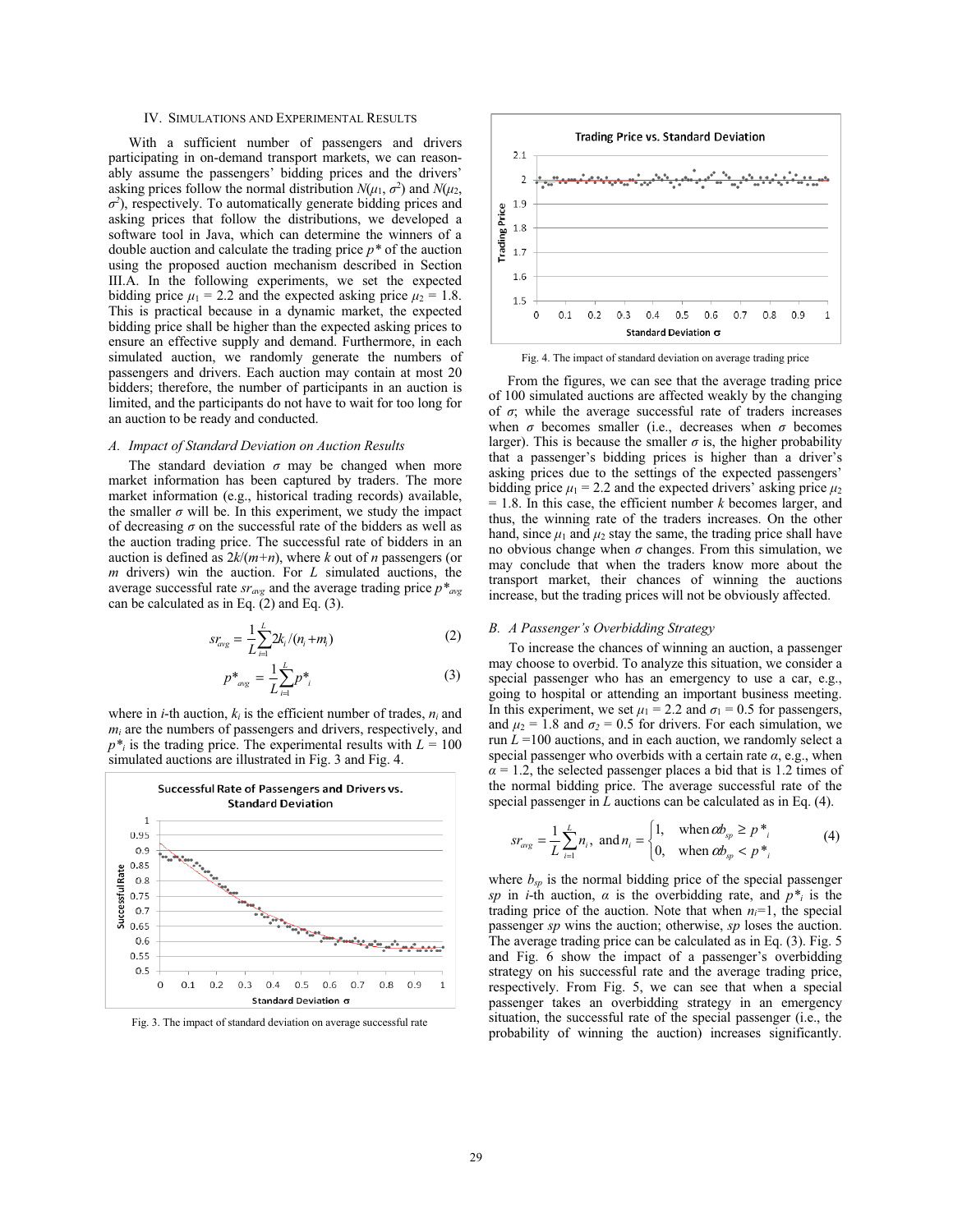## IV. Simulations and Experimental Results

With a sufficient number of passengers and drivers participating in on-demand transport markets, we can reasonably assume the passengers' bidding prices and the drivers' asking prices follow the normal distribution $N(\mu_1, \sigma^2)$ and $N(\mu_2, \sigma^2)$, respectively. To automatically generate bidding prices and asking prices that follow the distributions, we developed a software tool in Java, which can determine the winners of a double auction and calculate the trading price $p^*$ of the auction using the proposed auction mechanism described in Section III.A. In the following experiments, we set the expected bidding price $\mu_1 = 2.2$ and the expected asking price $\mu_2 = 1.8$. This is practical because in a dynamic market, the expected bidding price shall be higher than the expected asking prices to ensure an effective supply and demand. Furthermore, in each simulated auction, we randomly generate the numbers of passengers and drivers. Each auction may contain at most 20 bidders; therefore, the number of participants in an auction is limited, and the participants do not have to wait for too long for an auction to be ready and conducted.

### A. Impact of Standard Deviation on Auction Results

The standard deviation $\sigma$ may be changed when more market information has been captured by traders. The more market information (e.g., historical trading records) available, the smaller $\sigma$ will be. In this experiment, we study the impact of decreasing $\sigma$ on the successful rate of the bidders as well as the auction trading price. The successful rate of bidders in an auction is defined as $2k/(m+n)$, where $k$ out of $n$ passengers (or $m$ drivers) win the auction. For $L$ simulated auctions, the average successful rate $sr_{avg}$ and the average trading price $p^*_{avg}$ can be calculated as in Eq. (2) and Eq. (3).

$$sr_{avg} = \frac{1}{L}\sum_{i=1}^{L} 2k_i/(n_i+m_i) \tag{2}$$

$$p^*_{avg} = \frac{1}{L}\sum_{i=1}^{L} p^*_i \tag{3}$$

where in $i$-th auction, $k_i$ is the efficient number of trades, $n_i$ and $m_i$ are the numbers of passengers and drivers, respectively, and $p^*_i$ is the trading price. The experimental results with $L = 100$ simulated auctions are illustrated in Fig. 3 and Fig. 4.

Fig. 3. The impact of standard deviation on average successful rate

Fig. 4. The impact of standard deviation on average trading price

From the figures, we can see that the average trading price of 100 simulated auctions are affected weakly by the changing of $\sigma$; while the average successful rate of traders increases when $\sigma$ becomes smaller (i.e., decreases when $\sigma$ becomes larger). This is because the smaller $\sigma$ is, the higher probability that a passenger's bidding prices is higher than a driver's asking prices due to the settings of the expected passengers' bidding price $\mu_1 = 2.2$ and the expected drivers' asking price $\mu_2 = 1.8$. In this case, the efficient number $k$ becomes larger, and thus, the winning rate of the traders increases. On the other hand, since $\mu_1$ and $\mu_2$ stay the same, the trading price shall have no obvious change when $\sigma$ changes. From this simulation, we may conclude that when the traders know more about the transport market, their chances of winning the auctions increase, but the trading prices will not be obviously affected.

### B. A Passenger's Overbidding Strategy

To increase the chances of winning an auction, a passenger may choose to overbid. To analyze this situation, we consider a special passenger who has an emergency to use a car, e.g., going to hospital or attending an important business meeting. In this experiment, we set $\mu_1 = 2.2$ and $\sigma_1 = 0.5$ for passengers, and $\mu_2 = 1.8$ and $\sigma_2 = 0.5$ for drivers. For each simulation, we run $L = 100$ auctions, and in each auction, we randomly select a special passenger who overbids with a certain rate $\alpha$, e.g., when $\alpha = 1.2$, the selected passenger places a bid that is 1.2 times of the normal bidding price. The average successful rate of the special passenger in $L$ auctions can be calculated as in Eq. (4).

$$sr_{avg} = \frac{1}{L}\sum_{i=1}^{L} n_i, \text{ and } n_i = \begin{cases} 1, & \text{when } \alpha b_{sp} \geq p^*_i \\ 0, & \text{when } \alpha b_{sp} < p^*_i \end{cases} \tag{4}$$

where $b_{sp}$ is the normal bidding price of the special passenger $sp$ in $i$-th auction, $\alpha$ is the overbidding rate, and $p^*_i$ is the trading price of the auction. Note that when $n_i=1$, the special passenger $sp$ wins the auction; otherwise, $sp$ loses the auction. The average trading price can be calculated as in Eq. (3). Fig. 5 and Fig. 6 show the impact of a passenger's overbidding strategy on his successful rate and the average trading price, respectively. From Fig. 5, we can see that when a special passenger takes an overbidding strategy in an emergency situation, the successful rate of the special passenger (i.e., the probability of winning the auction) increases significantly.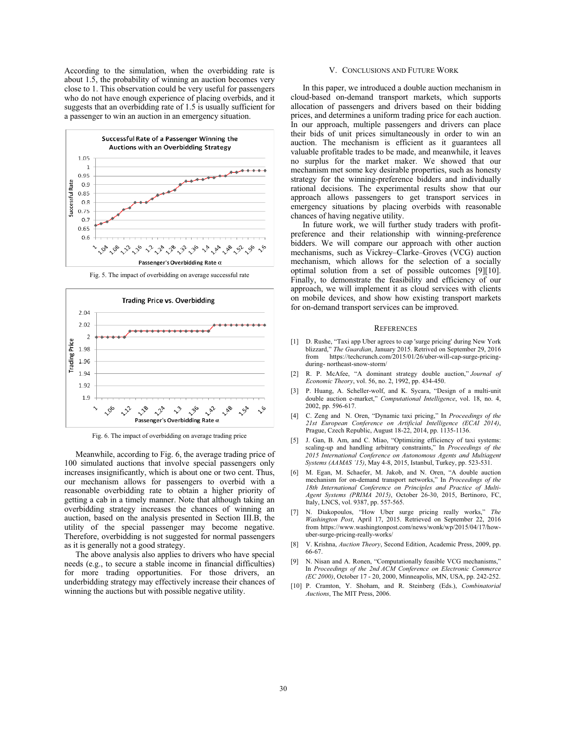According to the simulation, when the overbidding rate is about 1.5, the probability of winning an auction becomes very close to 1. This observation could be very useful for passengers who do not have enough experience of placing overbids, and it suggests that an overbidding rate of 1.5 is usually sufficient for a passenger to win an auction in an emergency situation.

Successful Rate of a Passenger Winning the Auctions with an Overbidding Strategy

Successful Rate

1.05
1
0.95
0.9
0.85
0.8
0.75
0.7
0.65
0.6

1 1.04 1.08 1.12 1.16 1.2 1.24 1.28 1.32 1.36 1.4 1.44 1.48 1.52 1.56 1.6

Passenger's Overbidding Rate $\alpha$

Fig. 5. The impact of overbidding on average successful rate

Trading Price vs. Overbidding

Trading Price

2.04
2.02
2
1.98
1.96
1.94
1.92
1.9

1 1.06 1.12 1.18 1.24 1.3 1.36 1.42 1.48 1.54 1.6

Passenger's Overbidding Rate $\alpha$

Fig. 6. The impact of overbidding on average trading price

Meanwhile, according to Fig. 6, the average trading price of 100 simulated auctions that involve special passengers only increases insignificantly, which is about one or two cent. Thus, our mechanism allows for passengers to overbid with a reasonable overbidding rate to obtain a higher priority of getting a cab in a timely manner. Note that although taking an overbidding strategy increases the chances of winning an auction, based on the analysis presented in Section III.B, the utility of the special passenger may become negative. Therefore, overbidding is not suggested for normal passengers as it is generally not a good strategy.

The above analysis also applies to drivers who have special needs (e.g., to secure a stable income in financial difficulties) for more trading opportunities. For those drivers, an underbidding strategy may effectively increase their chances of winning the auctions but with possible negative utility.

## V. Conclusions and Future Work

In this paper, we introduced a double auction mechanism in cloud-based on-demand transport markets, which supports allocation of passengers and drivers based on their bidding prices, and determines a uniform trading price for each auction. In our approach, multiple passengers and drivers can place their bids of unit prices simultaneously in order to win an auction. The mechanism is efficient as it guarantees all valuable profitable trades to be made, and meanwhile, it leaves no surplus for the market maker. We showed that our mechanism met some key desirable properties, such as honesty strategy for the winning-preference bidders and individually rational decisions. The experimental results show that our approach allows passengers to get transport services in emergency situations by placing overbids with reasonable chances of having negative utility.

In future work, we will further study traders with profit-preference and their relationship with winning-preference bidders. We will compare our approach with other auction mechanisms, such as Vickrey–Clarke–Groves (VCG) auction mechanism, which allows for the selection of a socially optimal solution from a set of possible outcomes [9][10]. Finally, to demonstrate the feasibility and efficiency of our approach, we will implement it as cloud services with clients on mobile devices, and show how existing transport markets for on-demand transport services can be improved.

## References

[1] D. Rushe, "Taxi app Uber agrees to cap 'surge pricing' during New York blizzard," *The Guardian*, January 2015. Retrived on September 29, 2016 from https://techcrunch.com/2015/01/26/uber-will-cap-surge-pricing-during- northeast-snow-storm/

[2] R. P. McAfee, "A dominant strategy double auction," *Journal of Economic Theory*, vol. 56, no. 2, 1992, pp. 434-450.

[3] P. Huang, A. Scheller-wolf, and K. Sycara, "Design of a multi-unit double auction e-market," *Computational Intelligence*, vol. 18, no. 4, 2002, pp. 596-617.

[4] C. Zeng and N. Oren, "Dynamic taxi pricing," In *Proceedings of the 21st European Conference on Artificial Intelligence (ECAI 2014)*, Prague, Czech Republic, August 18-22, 2014, pp. 1135-1136.

[5] J. Gan, B. Am, and C. Miao, "Optimizing efficiency of taxi systems: scaling-up and handling arbitrary constraints," In *Proceedings of the 2015 International Conference on Autonomous Agents and Multiagent Systems (AAMAS '15)*, May 4-8, 2015, Istanbul, Turkey, pp. 523-531.

[6] M. Egan, M. Schaefer, M. Jakob, and N. Oren, "A double auction mechanism for on-demand transport networks," In *Proceedings of the 18th International Conference on Principles and Practice of Multi-Agent Systems (PRIMA 2015)*, October 26-30, 2015, Bertinoro, FC, Italy, LNCS, vol. 9387, pp. 557-565.

[7] N. Diakopoulos, "How Uber surge pricing really works," *The Washington Post*, April 17, 2015. Retrieved on September 22, 2016 from https://www.washingtonpost.com/news/wonk/wp/2015/04/17/how-uber-surge-pricing-really-works/

[8] V. Krishna, *Auction Theory*, Second Edition, Academic Press, 2009, pp. 66-67.

[9] N. Nisan and A. Ronen, "Computationally feasible VCG mechanisms," In *Proceedings of the 2nd ACM Conference on Electronic Commerce (EC 2000)*, October 17 - 20, 2000, Minneapolis, MN, USA, pp. 242-252.

[10] P. Cramton, Y. Shoham, and R. Steinberg (Eds.), *Combinatorial Auctions*, The MIT Press, 2006.